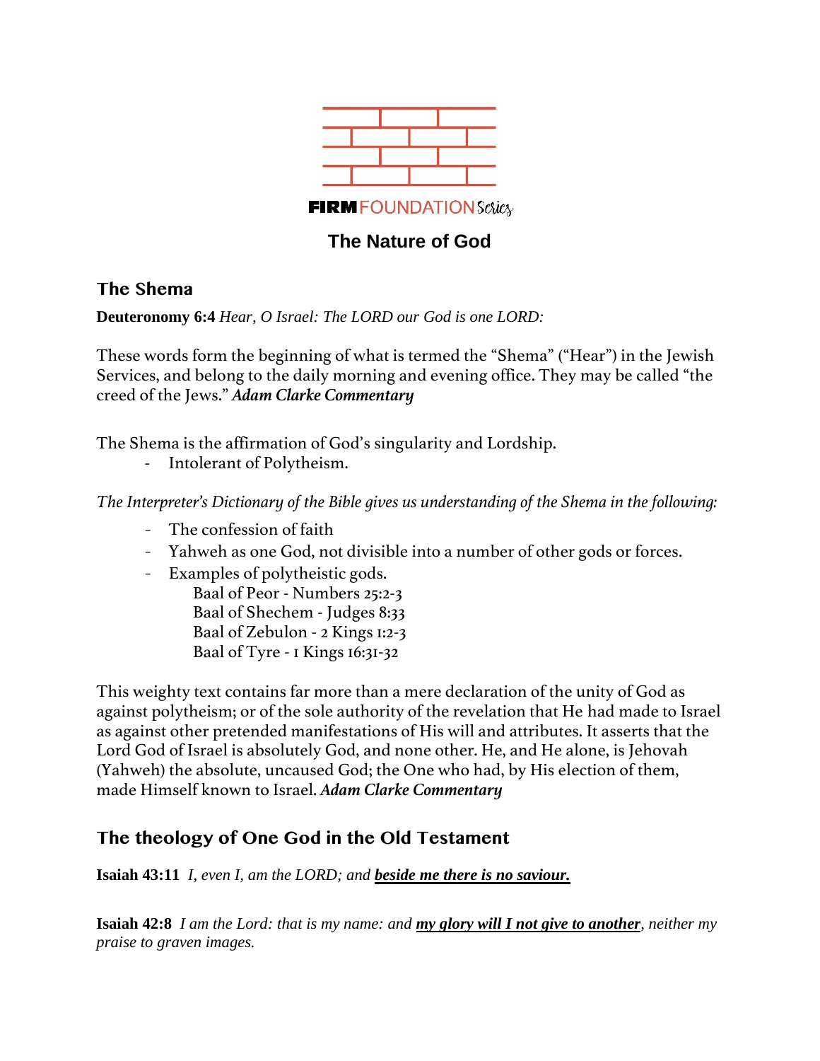**FIRM**FOUNDATION*Series*

# The Nature of God

## The Shema

**Deuteronomy 6:4** *Hear, O Israel: The LORD our God is one LORD:*

These words form the beginning of what is termed the "Shema" ("Hear") in the Jewish Services, and belong to the daily morning and evening office. They may be called "the creed of the Jews." ***Adam Clarke Commentary***

The Shema is the affirmation of God's singularity and Lordship.

- Intolerant of Polytheism.

*The Interpreter's Dictionary of the Bible gives us understanding of the Shema in the following:*

- The confession of faith
- Yahweh as one God, not divisible into a number of other gods or forces.
- Examples of polytheistic gods.
  - Baal of Peor - Numbers 25:2-3
  - Baal of Shechem - Judges 8:33
  - Baal of Zebulon - 2 Kings 1:2-3
  - Baal of Tyre - 1 Kings 16:31-32

This weighty text contains far more than a mere declaration of the unity of God as against polytheism; or of the sole authority of the revelation that He had made to Israel as against other pretended manifestations of His will and attributes. It asserts that the Lord God of Israel is absolutely God, and none other. He, and He alone, is Jehovah (Yahweh) the absolute, uncaused God; the One who had, by His election of them, made Himself known to Israel. ***Adam Clarke Commentary***

## The theology of One God in the Old Testament

**Isaiah 43:11** *I, even I, am the LORD; and **beside me there is no saviour.***

**Isaiah 42:8** *I am the Lord: that is my name: and **my glory will I not give to another**, neither my praise to graven images.*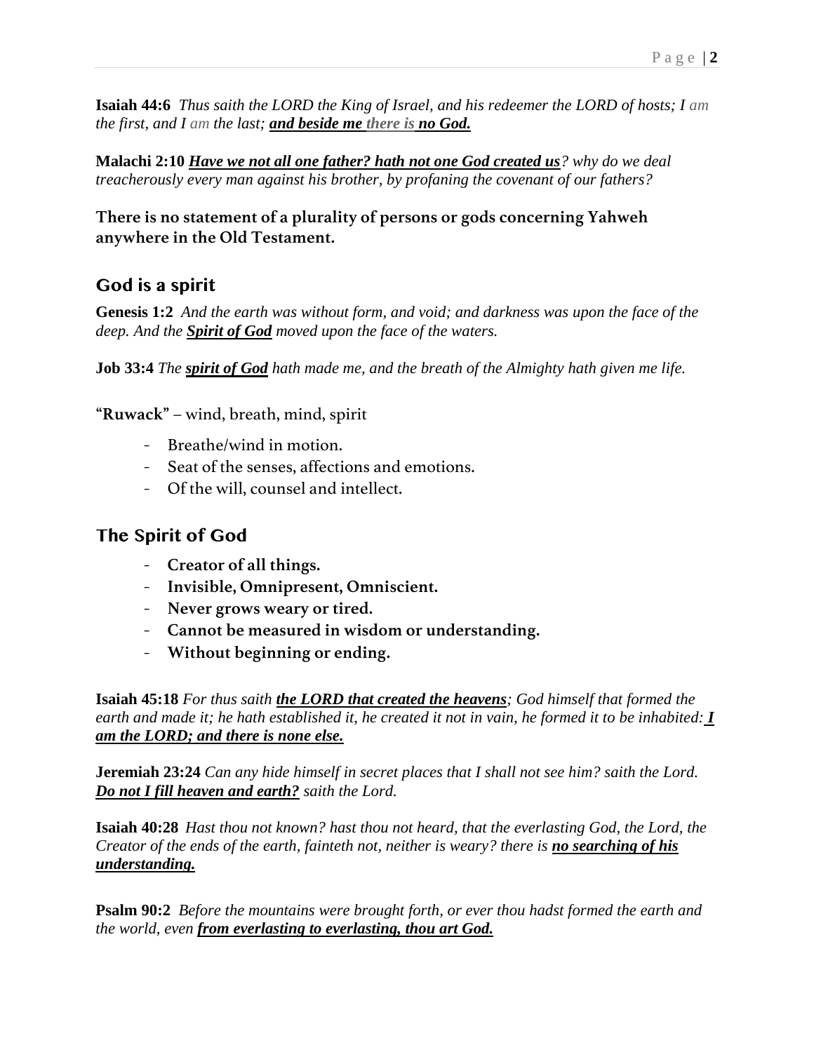**Isaiah 44:6** *Thus saith the LORD the King of Israel, and his redeemer the LORD of hosts; I am the first, and I am the last;* ***<u>and beside me there is no God.</u>***

**Malachi 2:10** ***<u>Have we not all one father? hath not one God created us</u>****? why do we deal treacherously every man against his brother, by profaning the covenant of our fathers?*

**There is no statement of a plurality of persons or gods concerning Yahweh anywhere in the Old Testament.**

## God is a spirit

**Genesis 1:2** *And the earth was without form, and void; and darkness was upon the face of the deep. And the* ***<u>Spirit of God</u>*** *moved upon the face of the waters.*

**Job 33:4** *The* ***<u>spirit of God</u>*** *hath made me, and the breath of the Almighty hath given me life.*

**"Ruwack"** – wind, breath, mind, spirit

- Breathe/wind in motion.
- Seat of the senses, affections and emotions.
- Of the will, counsel and intellect.

## The Spirit of God

- **Creator of all things.**
- **Invisible, Omnipresent, Omniscient.**
- **Never grows weary or tired.**
- **Cannot be measured in wisdom or understanding.**
- **Without beginning or ending.**

**Isaiah 45:18** *For thus saith* ***<u>the LORD that created the heavens</u>****; God himself that formed the earth and made it; he hath established it, he created it not in vain, he formed it to be inhabited:* ***<u>I am the LORD; and there is none else.</u>***

**Jeremiah 23:24** *Can any hide himself in secret places that I shall not see him? saith the Lord.* ***<u>Do not I fill heaven and earth?</u>*** *saith the Lord.*

**Isaiah 40:28** *Hast thou not known? hast thou not heard, that the everlasting God, the Lord, the Creator of the ends of the earth, fainteth not, neither is weary? there is* ***<u>no searching of his understanding.</u>***

**Psalm 90:2** *Before the mountains were brought forth, or ever thou hadst formed the earth and the world, even* ***<u>from everlasting to everlasting, thou art God.</u>***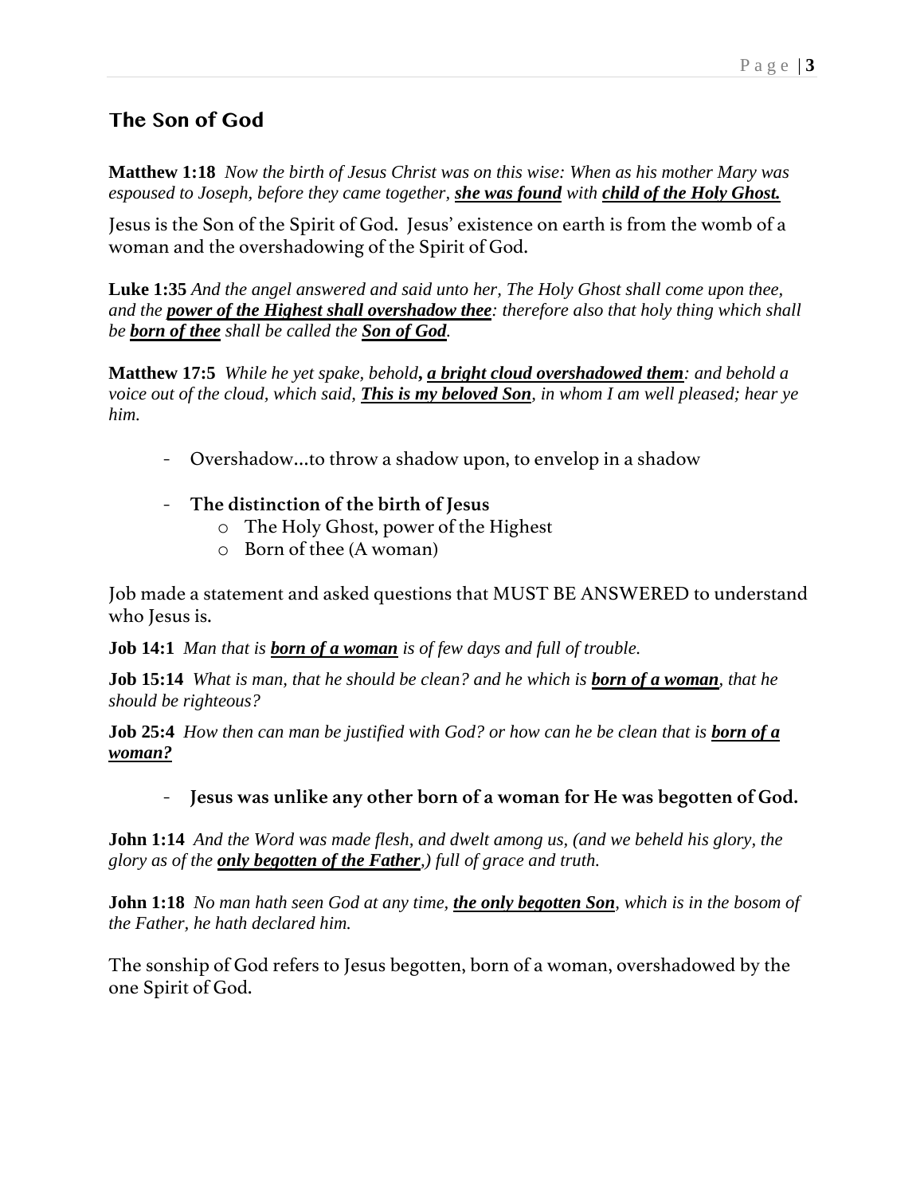## The Son of God

**Matthew 1:18** *Now the birth of Jesus Christ was on this wise: When as his mother Mary was espoused to Joseph, before they came together, **she was found** with **child of the Holy Ghost.***

Jesus is the Son of the Spirit of God. Jesus' existence on earth is from the womb of a woman and the overshadowing of the Spirit of God.

**Luke 1:35** *And the angel answered and said unto her, The Holy Ghost shall come upon thee, and the **power of the Highest shall overshadow thee**: therefore also that holy thing which shall be **born of thee** shall be called the **Son of God**.*

**Matthew 17:5** *While he yet spake, behold**, a bright cloud overshadowed them**: and behold a voice out of the cloud, which said, **This is my beloved Son**, in whom I am well pleased; hear ye him.*

- Overshadow…to throw a shadow upon, to envelop in a shadow
- **The distinction of the birth of Jesus**
  - The Holy Ghost, power of the Highest
  - Born of thee (A woman)

Job made a statement and asked questions that MUST BE ANSWERED to understand who Jesus is.

**Job 14:1** *Man that is **born of a woman** is of few days and full of trouble.*

**Job 15:14** *What is man, that he should be clean? and he which is **born of a woman**, that he should be righteous?*

**Job 25:4** *How then can man be justified with God? or how can he be clean that is **born of a woman?***

- **Jesus was unlike any other born of a woman for He was begotten of God.**

**John 1:14** *And the Word was made flesh, and dwelt among us, (and we beheld his glory, the glory as of the **only begotten of the Father**,) full of grace and truth.*

**John 1:18** *No man hath seen God at any time, **the only begotten Son**, which is in the bosom of the Father, he hath declared him.*

The sonship of God refers to Jesus begotten, born of a woman, overshadowed by the one Spirit of God.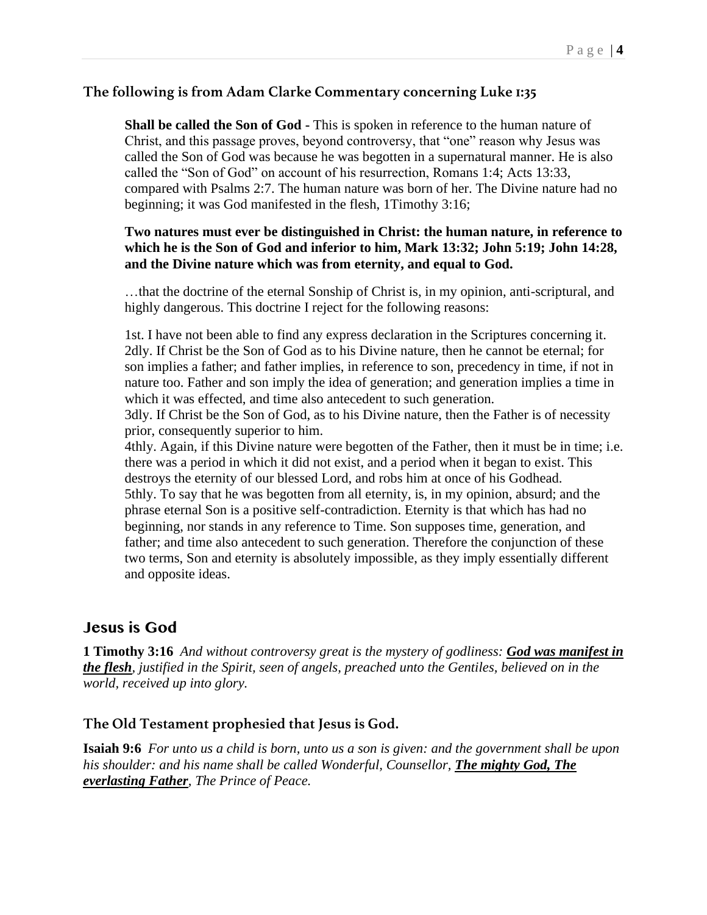### The following is from Adam Clarke Commentary concerning Luke 1:35

> **Shall be called the Son of God -** This is spoken in reference to the human nature of Christ, and this passage proves, beyond controversy, that “one” reason why Jesus was called the Son of God was because he was begotten in a supernatural manner. He is also called the “Son of God” on account of his resurrection, Romans 1:4; Acts 13:33, compared with Psalms 2:7. The human nature was born of her. The Divine nature had no beginning; it was God manifested in the flesh, 1Timothy 3:16;
>
> **Two natures must ever be distinguished in Christ: the human nature, in reference to which he is the Son of God and inferior to him, Mark 13:32; John 5:19; John 14:28, and the Divine nature which was from eternity, and equal to God.**
>
> …that the doctrine of the eternal Sonship of Christ is, in my opinion, anti-scriptural, and highly dangerous. This doctrine I reject for the following reasons:
>
> 1st. I have not been able to find any express declaration in the Scriptures concerning it.
> 2dly. If Christ be the Son of God as to his Divine nature, then he cannot be eternal; for son implies a father; and father implies, in reference to son, precedency in time, if not in nature too. Father and son imply the idea of generation; and generation implies a time in which it was effected, and time also antecedent to such generation.
> 3dly. If Christ be the Son of God, as to his Divine nature, then the Father is of necessity prior, consequently superior to him.
> 4thly. Again, if this Divine nature were begotten of the Father, then it must be in time; i.e. there was a period in which it did not exist, and a period when it began to exist. This destroys the eternity of our blessed Lord, and robs him at once of his Godhead.
> 5thly. To say that he was begotten from all eternity, is, in my opinion, absurd; and the phrase eternal Son is a positive self-contradiction. Eternity is that which has had no beginning, nor stands in any reference to Time. Son supposes time, generation, and father; and time also antecedent to such generation. Therefore the conjunction of these two terms, Son and eternity is absolutely impossible, as they imply essentially different and opposite ideas.

## Jesus is God

**1 Timothy 3:16** *And without controversy great is the mystery of godliness:* ***<u>God was manifest in the flesh</u>****, justified in the Spirit, seen of angels, preached unto the Gentiles, believed on in the world, received up into glory.*

### The Old Testament prophesied that Jesus is God.

**Isaiah 9:6** *For unto us a child is born, unto us a son is given: and the government shall be upon his shoulder: and his name shall be called Wonderful, Counsellor,* ***<u>The mighty God, The everlasting Father</u>****, The Prince of Peace.*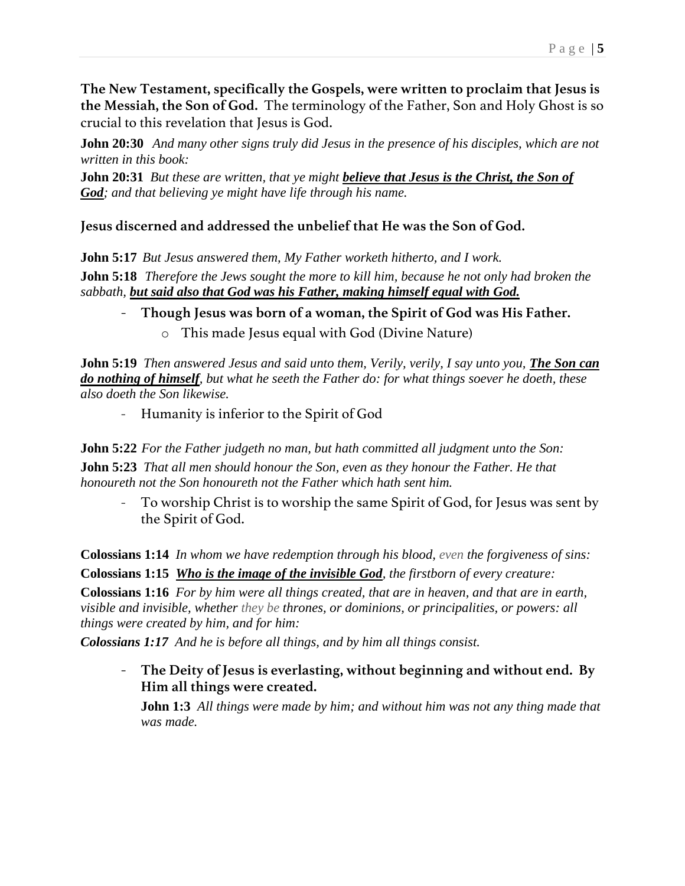**The New Testament, specifically the Gospels, were written to proclaim that Jesus is the Messiah, the Son of God.** The terminology of the Father, Son and Holy Ghost is so crucial to this revelation that Jesus is God.

**John 20:30** *And many other signs truly did Jesus in the presence of his disciples, which are not written in this book:*

**John 20:31** *But these are written, that ye might* ***believe that Jesus is the Christ, the Son of God****; and that believing ye might have life through his name.*

**Jesus discerned and addressed the unbelief that He was the Son of God.**

**John 5:17** *But Jesus answered them, My Father worketh hitherto, and I work.*

**John 5:18** *Therefore the Jews sought the more to kill him, because he not only had broken the sabbath,* ***but said also that God was his Father, making himself equal with God.***

- **Though Jesus was born of a woman, the Spirit of God was His Father.**
    - This made Jesus equal with God (Divine Nature)

**John 5:19** *Then answered Jesus and said unto them, Verily, verily, I say unto you,* ***The Son can do nothing of himself****, but what he seeth the Father do: for what things soever he doeth, these also doeth the Son likewise.*

- Humanity is inferior to the Spirit of God

**John 5:22** *For the Father judgeth no man, but hath committed all judgment unto the Son:*

**John 5:23** *That all men should honour the Son, even as they honour the Father. He that honoureth not the Son honoureth not the Father which hath sent him.*

- To worship Christ is to worship the same Spirit of God, for Jesus was sent by the Spirit of God.

**Colossians 1:14** *In whom we have redemption through his blood, even the forgiveness of sins:*

**Colossians 1:15** ***Who is the image of the invisible God****, the firstborn of every creature:*

**Colossians 1:16** *For by him were all things created, that are in heaven, and that are in earth, visible and invisible, whether they be thrones, or dominions, or principalities, or powers: all things were created by him, and for him:*

***Colossians 1:17*** *And he is before all things, and by him all things consist.*

- **The Deity of Jesus is everlasting, without beginning and without end. By Him all things were created.**

  **John 1:3** *All things were made by him; and without him was not any thing made that was made.*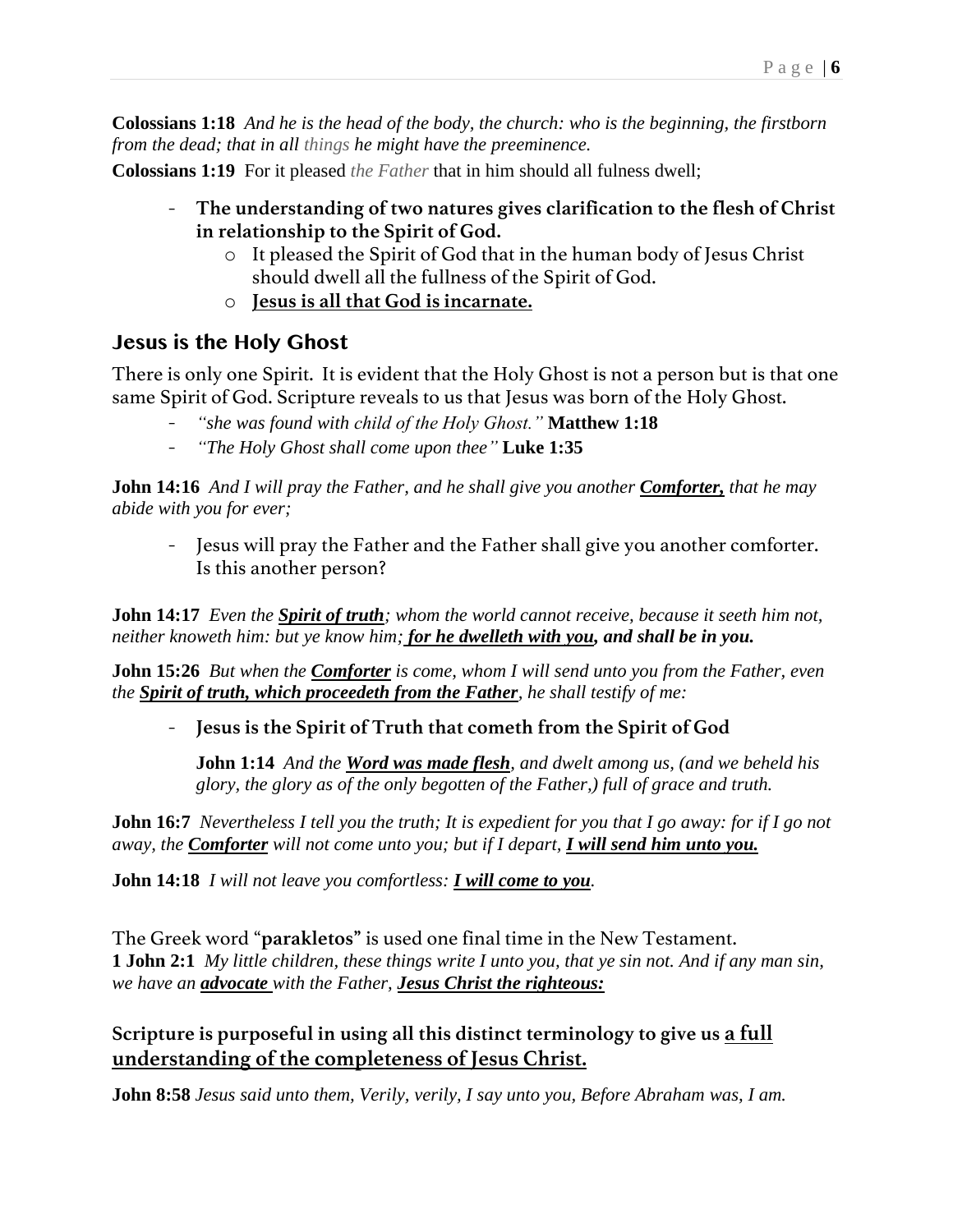**Colossians 1:18** *And he is the head of the body, the church: who is the beginning, the firstborn from the dead; that in all things he might have the preeminence.*

**Colossians 1:19** For it pleased *the Father* that in him should all fulness dwell;

- **The understanding of two natures gives clarification to the flesh of Christ in relationship to the Spirit of God.**
  - It pleased the Spirit of God that in the human body of Jesus Christ should dwell all the fullness of the Spirit of God.
  - **<u>Jesus is all that God is incarnate.</u>**

## Jesus is the Holy Ghost

There is only one Spirit. It is evident that the Holy Ghost is not a person but is that one same Spirit of God. Scripture reveals to us that Jesus was born of the Holy Ghost.

- *"she was found with child of the Holy Ghost."* **Matthew 1:18**
- *"The Holy Ghost shall come upon thee"* **Luke 1:35**

**John 14:16** *And I will pray the Father, and he shall give you another **<u>Comforter,</u>** that he may abide with you for ever;*

- Jesus will pray the Father and the Father shall give you another comforter. Is this another person?

**John 14:17** *Even the **<u>Spirit of truth</u>**; whom the world cannot receive, because it seeth him not, neither knoweth him: but ye know him; **<u>for he dwelleth with you</u>, and shall be in you.***

**John 15:26** *But when the **<u>Comforter</u>** is come, whom I will send unto you from the Father, even the **<u>Spirit of truth, which proceedeth from the Father</u>**, he shall testify of me:*

- **Jesus is the Spirit of Truth that cometh from the Spirit of God**

  **John 1:14** *And the **<u>Word was made flesh</u>**, and dwelt among us, (and we beheld his glory, the glory as of the only begotten of the Father,) full of grace and truth.*

**John 16:7** *Nevertheless I tell you the truth; It is expedient for you that I go away: for if I go not away, the **<u>Comforter</u>** will not come unto you; but if I depart, **<u>I will send him unto you.</u>***

**John 14:18** *I will not leave you comfortless: **<u>I will come to you</u>**.*

The Greek word "**parakletos**" is used one final time in the New Testament.
**1 John 2:1** *My little children, these things write I unto you, that ye sin not. And if any man sin, we have an **<u>advocate</u>** with the Father, **<u>Jesus Christ the righteous:</u>***

**Scripture is purposeful in using all this distinct terminology to give us <u>a full understanding of the completeness of Jesus Christ.</u>**

**John 8:58** *Jesus said unto them, Verily, verily, I say unto you, Before Abraham was, I am.*